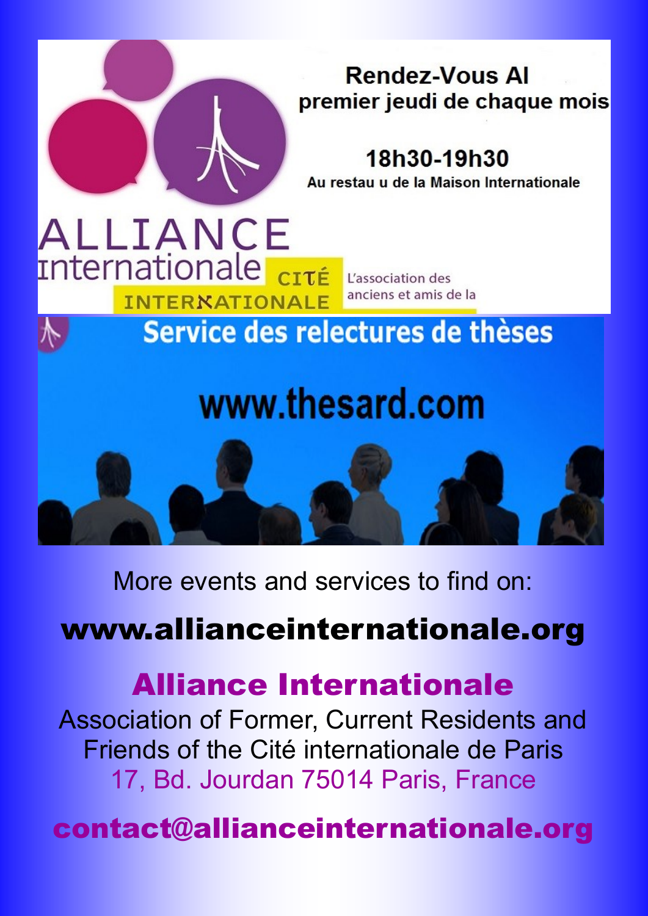ALLIANCE internationale

CITÉ INTERNATIONALE

L'association des anciens et amis de la

**Rendez-Vous AI**
**premier jeudi de chaque mois**

**18h30-19h30**
**Au restau u de la Maison Internationale**

**Service des relectures de thèses**

**www.thesard.com**

More events and services to find on:

**www.allianceinternationale.org**

## Alliance Internationale

Association of Former, Current Residents and Friends of the Cité internationale de Paris
17, Bd. Jourdan 75014 Paris, France

**contact@allianceinternationale.org**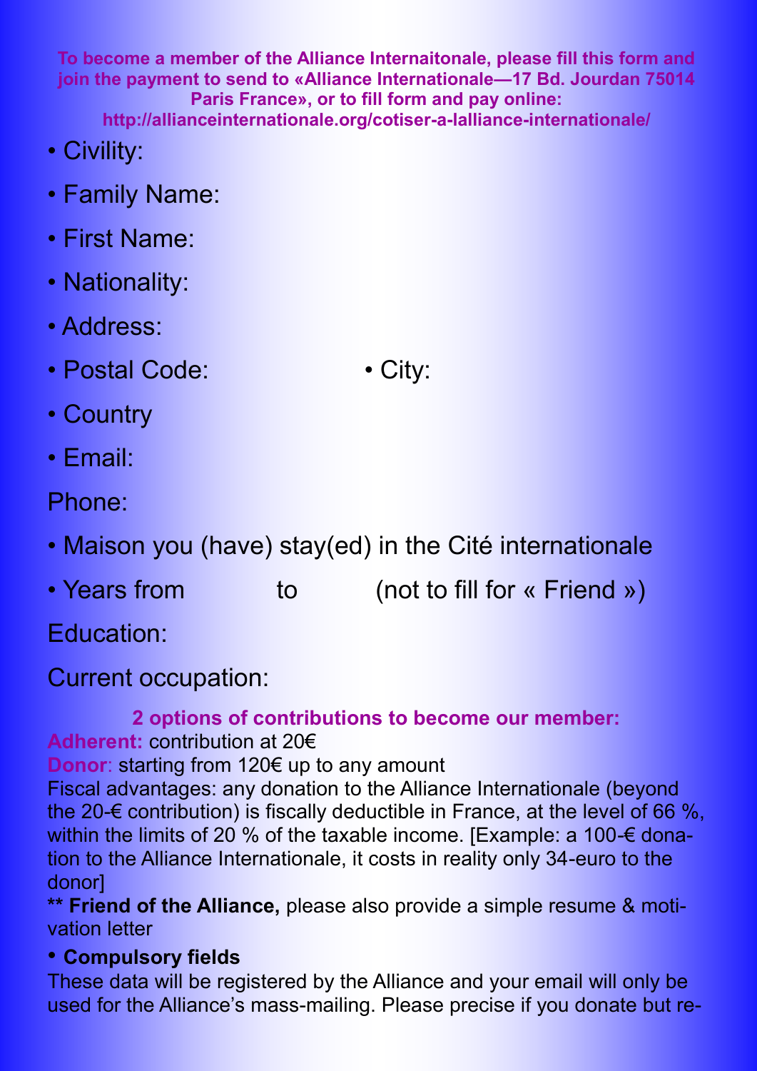**To become a member of the Alliance Internaitonale, please fill this form and join the payment to send to «Alliance Internationale—17 Bd. Jourdan 75014 Paris France», or to fill form and pay online: http://allianceinternationale.org/cotiser-a-lalliance-internationale/**

- Civility:
- Family Name:
- First Name:
- Nationality:
- Address:
- Postal Code: • City:
- Country
- Email:

Phone:

- Maison you (have) stay(ed) in the Cité internationale
- Years from to (not to fill for « Friend »)

Education:

Current occupation:

**2 options of contributions to become our member:**

**Adherent:** contribution at 20€

**Donor**: starting from 120€ up to any amount

Fiscal advantages: any donation to the Alliance Internationale (beyond the 20-€ contribution) is fiscally deductible in France, at the level of 66 %, within the limits of 20 % of the taxable income. [Example: a 100-€ donation to the Alliance Internationale, it costs in reality only 34-euro to the donor]

** **Friend of the Alliance,** please also provide a simple resume & motivation letter

- **Compulsory fields**

These data will be registered by the Alliance and your email will only be used for the Alliance's mass-mailing. Please precise if you donate but re-